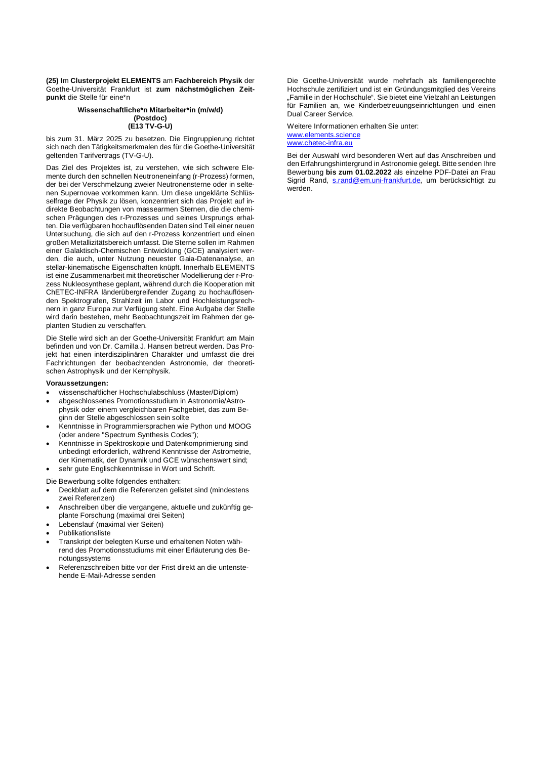**(25)** Im **Clusterprojekt ELEMENTS** am **Fachbereich Physik** der Goethe-Universität Frankfurt ist **zum nächstmöglichen Zeitpunkt** die Stelle für eine*n

**Wissenschaftliche*n Mitarbeiter*in (m/w/d)**
**(Postdoc)**
**(E13 TV-G-U)**

bis zum 31. März 2025 zu besetzen. Die Eingruppierung richtet sich nach den Tätigkeitsmerkmalen des für die Goethe-Universität geltenden Tarifvertrags (TV-G-U).

Das Ziel des Projektes ist, zu verstehen, wie sich schwere Elemente durch den schnellen Neutroneneinfang (r-Prozess) formen, der bei der Verschmelzung zweier Neutronensterne oder in seltenen Supernovae vorkommen kann. Um diese ungeklärte Schlüsselfrage der Physik zu lösen, konzentriert sich das Projekt auf indirekte Beobachtungen von massearmen Sternen, die die chemischen Prägungen des r-Prozesses und seines Ursprungs erhalten. Die verfügbaren hochauflösenden Daten sind Teil einer neuen Untersuchung, die sich auf den r-Prozess konzentriert und einen großen Metallizitätsbereich umfasst. Die Sterne sollen im Rahmen einer Galaktisch-Chemischen Entwicklung (GCE) analysiert werden, die auch, unter Nutzung neuester Gaia-Datenanalyse, an stellar-kinematische Eigenschaften knüpft. Innerhalb ELEMENTS ist eine Zusammenarbeit mit theoretischer Modellierung der r-Prozess Nukleosynthese geplant, während durch die Kooperation mit ChETEC-INFRA länderübergreifender Zugang zu hochauflösenden Spektrografen, Strahlzeit im Labor und Hochleistungsrechnern in ganz Europa zur Verfügung steht. Eine Aufgabe der Stelle wird darin bestehen, mehr Beobachtungszeit im Rahmen der geplanten Studien zu verschaffen.

Die Stelle wird sich an der Goethe-Universität Frankfurt am Main befinden und von Dr. Camilla J. Hansen betreut werden. Das Projekt hat einen interdisziplinären Charakter und umfasst die drei Fachrichtungen der beobachtenden Astronomie, der theoretischen Astrophysik und der Kernphysik.

**Voraussetzungen:**

- wissenschaftlicher Hochschulabschluss (Master/Diplom)
- abgeschlossenes Promotionsstudium in Astronomie/Astrophysik oder einem vergleichbaren Fachgebiet, das zum Beginn der Stelle abgeschlossen sein sollte
- Kenntnisse in Programmiersprachen wie Python und MOOG (oder andere "Spectrum Synthesis Codes");
- Kenntnisse in Spektroskopie und Datenkomprimierung sind unbedingt erforderlich, während Kenntnisse der Astrometrie, der Kinematik, der Dynamik und GCE wünschenswert sind;
- sehr gute Englischkenntnisse in Wort und Schrift.

Die Bewerbung sollte folgendes enthalten:

- Deckblatt auf dem die Referenzen gelistet sind (mindestens zwei Referenzen)
- Anschreiben über die vergangene, aktuelle und zukünftig geplante Forschung (maximal drei Seiten)
- Lebenslauf (maximal vier Seiten)
- Publikationsliste
- Transkript der belegten Kurse und erhaltenen Noten während des Promotionsstudiums mit einer Erläuterung des Benotungssystems
- Referenzschreiben bitte vor der Frist direkt an die untenstehende E-Mail-Adresse senden

Die Goethe-Universität wurde mehrfach als familiengerechte Hochschule zertifiziert und ist ein Gründungsmitglied des Vereins „Familie in der Hochschule“. Sie bietet eine Vielzahl an Leistungen für Familien an, wie Kinderbetreuungseinrichtungen und einen Dual Career Service.

Weitere Informationen erhalten Sie unter:
www.elements.science
www.chetec-infra.eu

Bei der Auswahl wird besonderen Wert auf das Anschreiben und den Erfahrungshintergrund in Astronomie gelegt. Bitte senden Ihre Bewerbung **bis zum 01.02.2022** als einzelne PDF-Datei an Frau Sigrid Rand, s.rand@em.uni-frankfurt.de, um berücksichtigt zu werden.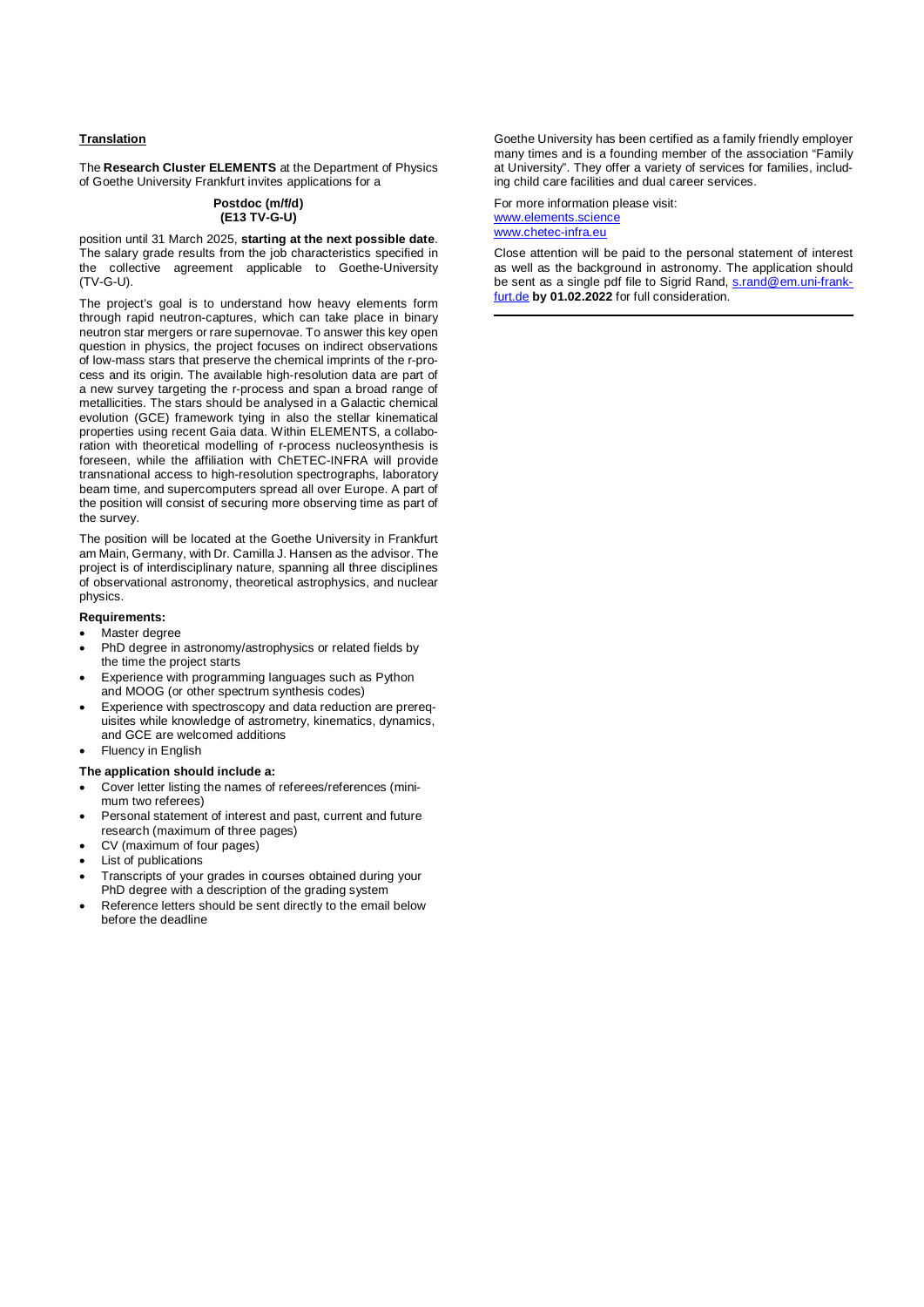**<u>Translation</u>**

The **Research Cluster ELEMENTS** at the Department of Physics of Goethe University Frankfurt invites applications for a

**Postdoc (m/f/d)**
**(E13 TV-G-U)**

position until 31 March 2025, **starting at the next possible date**. The salary grade results from the job characteristics specified in the collective agreement applicable to Goethe-University (TV-G-U).

The project's goal is to understand how heavy elements form through rapid neutron-captures, which can take place in binary neutron star mergers or rare supernovae. To answer this key open question in physics, the project focuses on indirect observations of low-mass stars that preserve the chemical imprints of the r-process and its origin. The available high-resolution data are part of a new survey targeting the r-process and span a broad range of metallicities. The stars should be analysed in a Galactic chemical evolution (GCE) framework tying in also the stellar kinematical properties using recent Gaia data. Within ELEMENTS, a collaboration with theoretical modelling of r-process nucleosynthesis is foreseen, while the affiliation with ChETEC-INFRA will provide transnational access to high-resolution spectrographs, laboratory beam time, and supercomputers spread all over Europe. A part of the position will consist of securing more observing time as part of the survey.

The position will be located at the Goethe University in Frankfurt am Main, Germany, with Dr. Camilla J. Hansen as the advisor. The project is of interdisciplinary nature, spanning all three disciplines of observational astronomy, theoretical astrophysics, and nuclear physics.

**Requirements:**

- Master degree
- PhD degree in astronomy/astrophysics or related fields by the time the project starts
- Experience with programming languages such as Python and MOOG (or other spectrum synthesis codes)
- Experience with spectroscopy and data reduction are prerequisites while knowledge of astrometry, kinematics, dynamics, and GCE are welcomed additions
- Fluency in English

**The application should include a:**

- Cover letter listing the names of referees/references (minimum two referees)
- Personal statement of interest and past, current and future research (maximum of three pages)
- CV (maximum of four pages)
- List of publications
- Transcripts of your grades in courses obtained during your PhD degree with a description of the grading system
- Reference letters should be sent directly to the email below before the deadline

Goethe University has been certified as a family friendly employer many times and is a founding member of the association "Family at University". They offer a variety of services for families, including child care facilities and dual career services.

For more information please visit:
www.elements.science
www.chetec-infra.eu

Close attention will be paid to the personal statement of interest as well as the background in astronomy. The application should be sent as a single pdf file to Sigrid Rand, s.rand@em.uni-frankfurt.de **by 01.02.2022** for full consideration.